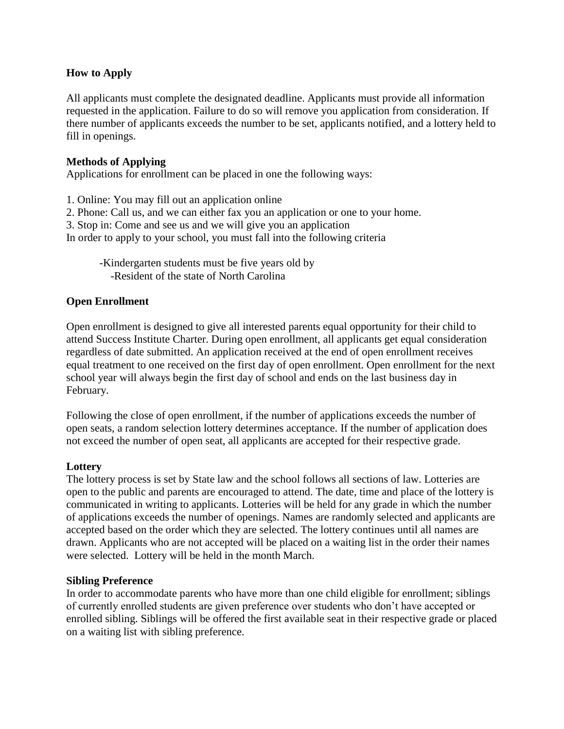**How to Apply**

All applicants must complete the designated deadline. Applicants must provide all information requested in the application. Failure to do so will remove you application from consideration. If there number of applicants exceeds the number to be set, applicants notified, and a lottery held to fill in openings.

**Methods of Applying**

Applications for enrollment can be placed in one the following ways:

1. Online: You may fill out an application online
2. Phone: Call us, and we can either fax you an application or one to your home.
3. Stop in: Come and see us and we will give you an application

In order to apply to your school, you must fall into the following criteria

- Kindergarten students must be five years old by
- Resident of the state of North Carolina

**Open Enrollment**

Open enrollment is designed to give all interested parents equal opportunity for their child to attend Success Institute Charter. During open enrollment, all applicants get equal consideration regardless of date submitted. An application received at the end of open enrollment receives equal treatment to one received on the first day of open enrollment. Open enrollment for the next school year will always begin the first day of school and ends on the last business day in February.

Following the close of open enrollment, if the number of applications exceeds the number of open seats, a random selection lottery determines acceptance. If the number of application does not exceed the number of open seat, all applicants are accepted for their respective grade.

**Lottery**

The lottery process is set by State law and the school follows all sections of law. Lotteries are open to the public and parents are encouraged to attend. The date, time and place of the lottery is communicated in writing to applicants. Lotteries will be held for any grade in which the number of applications exceeds the number of openings. Names are randomly selected and applicants are accepted based on the order which they are selected. The lottery continues until all names are drawn. Applicants who are not accepted will be placed on a waiting list in the order their names were selected. Lottery will be held in the month March.

**Sibling Preference**

In order to accommodate parents who have more than one child eligible for enrollment; siblings of currently enrolled students are given preference over students who don't have accepted or enrolled sibling. Siblings will be offered the first available seat in their respective grade or placed on a waiting list with sibling preference.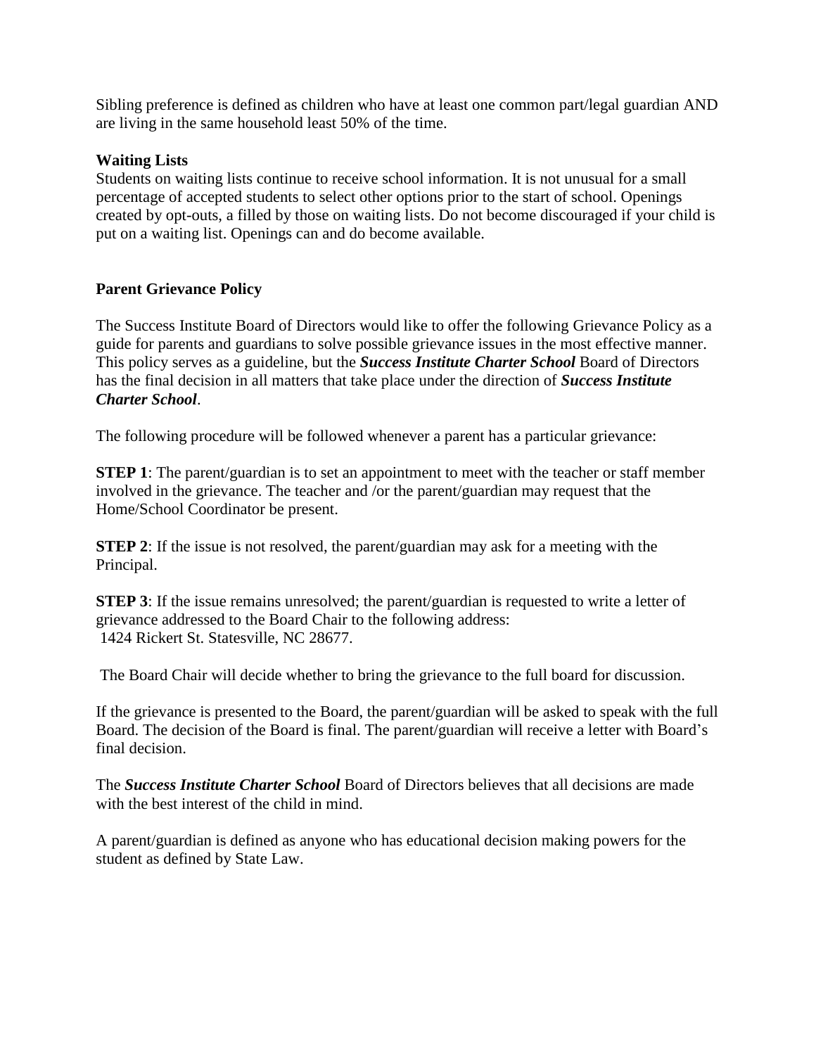Sibling preference is defined as children who have at least one common part/legal guardian AND are living in the same household least 50% of the time.

**Waiting Lists**

Students on waiting lists continue to receive school information. It is not unusual for a small percentage of accepted students to select other options prior to the start of school. Openings created by opt-outs, a filled by those on waiting lists. Do not become discouraged if your child is put on a waiting list. Openings can and do become available.

**Parent Grievance Policy**

The Success Institute Board of Directors would like to offer the following Grievance Policy as a guide for parents and guardians to solve possible grievance issues in the most effective manner. This policy serves as a guideline, but the ***Success Institute Charter School*** Board of Directors has the final decision in all matters that take place under the direction of ***Success Institute Charter School***.

The following procedure will be followed whenever a parent has a particular grievance:

**STEP 1**: The parent/guardian is to set an appointment to meet with the teacher or staff member involved in the grievance. The teacher and /or the parent/guardian may request that the Home/School Coordinator be present.

**STEP 2**: If the issue is not resolved, the parent/guardian may ask for a meeting with the Principal.

**STEP 3**: If the issue remains unresolved; the parent/guardian is requested to write a letter of grievance addressed to the Board Chair to the following address:
1424 Rickert St. Statesville, NC 28677.

The Board Chair will decide whether to bring the grievance to the full board for discussion.

If the grievance is presented to the Board, the parent/guardian will be asked to speak with the full Board. The decision of the Board is final. The parent/guardian will receive a letter with Board's final decision.

The ***Success Institute Charter School*** Board of Directors believes that all decisions are made with the best interest of the child in mind.

A parent/guardian is defined as anyone who has educational decision making powers for the student as defined by State Law.